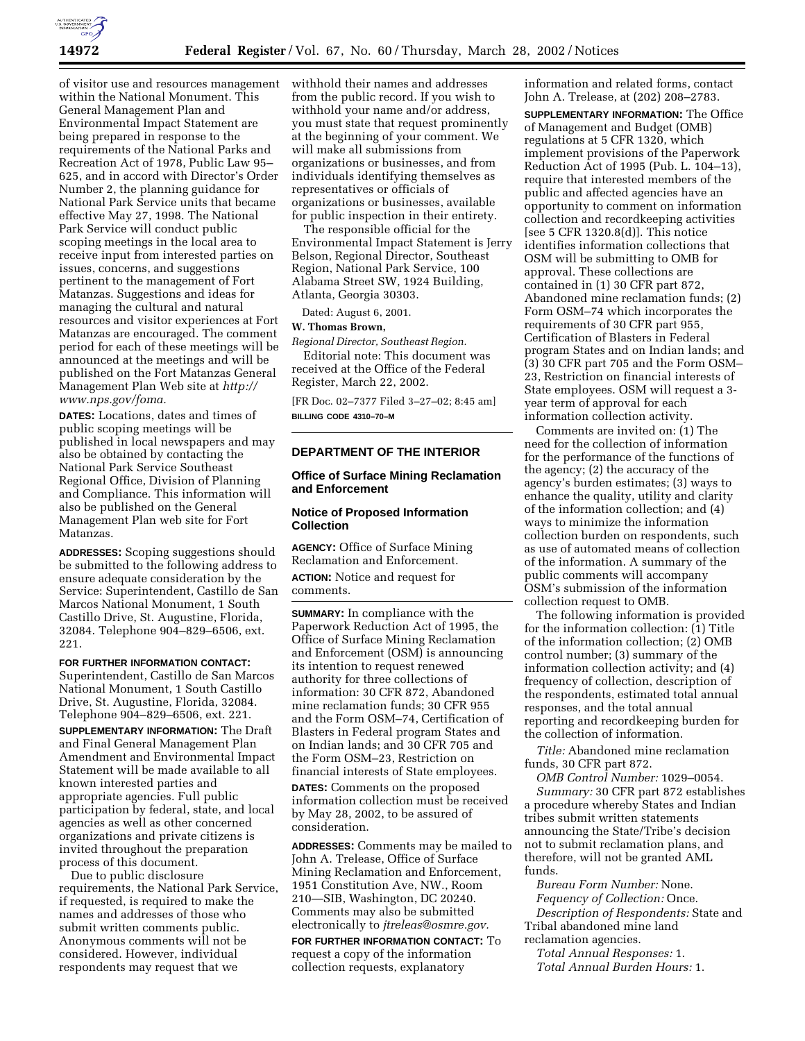of visitor use and resources management within the National Monument. This General Management Plan and Environmental Impact Statement are being prepared in response to the requirements of the National Parks and Recreation Act of 1978, Public Law 95–625, and in accord with Director's Order Number 2, the planning guidance for National Park Service units that became effective May 27, 1998. The National Park Service will conduct public scoping meetings in the local area to receive input from interested parties on issues, concerns, and suggestions pertinent to the management of Fort Matanzas. Suggestions and ideas for managing the cultural and natural resources and visitor experiences at Fort Matanzas are encouraged. The comment period for each of these meetings will be announced at the meetings and will be published on the Fort Matanzas General Management Plan Web site at *http://www.nps.gov/foma.*

**DATES:** Locations, dates and times of public scoping meetings will be published in local newspapers and may also be obtained by contacting the National Park Service Southeast Regional Office, Division of Planning and Compliance. This information will also be published on the General Management Plan web site for Fort Matanzas.

**ADDRESSES:** Scoping suggestions should be submitted to the following address to ensure adequate consideration by the Service: Superintendent, Castillo de San Marcos National Monument, 1 South Castillo Drive, St. Augustine, Florida, 32084. Telephone 904–829–6506, ext. 221.

**FOR FURTHER INFORMATION CONTACT:** Superintendent, Castillo de San Marcos National Monument, 1 South Castillo Drive, St. Augustine, Florida, 32084. Telephone 904–829–6506, ext. 221.

**SUPPLEMENTARY INFORMATION:** The Draft and Final General Management Plan Amendment and Environmental Impact Statement will be made available to all known interested parties and appropriate agencies. Full public participation by federal, state, and local agencies as well as other concerned organizations and private citizens is invited throughout the preparation process of this document.

Due to public disclosure requirements, the National Park Service, if requested, is required to make the names and addresses of those who submit written comments public. Anonymous comments will not be considered. However, individual respondents may request that we withhold their names and addresses from the public record. If you wish to withhold your name and/or address, you must state that request prominently at the beginning of your comment. We will make all submissions from organizations or businesses, and from individuals identifying themselves as representatives or officials of organizations or businesses, available for public inspection in their entirety.

The responsible official for the Environmental Impact Statement is Jerry Belson, Regional Director, Southeast Region, National Park Service, 100 Alabama Street SW, 1924 Building, Atlanta, Georgia 30303.

Dated: August 6, 2001.

**W. Thomas Brown,**

*Regional Director, Southeast Region.*

Editorial note: This document was received at the Office of the Federal Register, March 22, 2002.

[FR Doc. 02–7377 Filed 3–27–02; 8:45 am]

**BILLING CODE 4310–70–M**

## DEPARTMENT OF THE INTERIOR

### Office of Surface Mining Reclamation and Enforcement

### Notice of Proposed Information Collection

**AGENCY:** Office of Surface Mining Reclamation and Enforcement.

**ACTION:** Notice and request for comments.

**SUMMARY:** In compliance with the Paperwork Reduction Act of 1995, the Office of Surface Mining Reclamation and Enforcement (OSM) is announcing its intention to request renewed authority for three collections of information: 30 CFR 872, Abandoned mine reclamation funds; 30 CFR 955 and the Form OSM–74, Certification of Blasters in Federal program States and on Indian lands; and 30 CFR 705 and the Form OSM–23, Restriction on financial interests of State employees.

**DATES:** Comments on the proposed information collection must be received by May 28, 2002, to be assured of consideration.

**ADDRESSES:** Comments may be mailed to John A. Trelease, Office of Surface Mining Reclamation and Enforcement, 1951 Constitution Ave, NW., Room 210—SIB, Washington, DC 20240. Comments may also be submitted electronically to *jtreleas@osmre.gov.*

**FOR FURTHER INFORMATION CONTACT:** To request a copy of the information collection requests, explanatory information and related forms, contact John A. Trelease, at (202) 208–2783.

**SUPPLEMENTARY INFORMATION:** The Office of Management and Budget (OMB) regulations at 5 CFR 1320, which implement provisions of the Paperwork Reduction Act of 1995 (Pub. L. 104–13), require that interested members of the public and affected agencies have an opportunity to comment on information collection and recordkeeping activities [see 5 CFR 1320.8(d)]. This notice identifies information collections that OSM will be submitting to OMB for approval. These collections are contained in (1) 30 CFR part 872, Abandoned mine reclamation funds; (2) Form OSM–74 which incorporates the requirements of 30 CFR part 955, Certification of Blasters in Federal program States and on Indian lands; and (3) 30 CFR part 705 and the Form OSM–23, Restriction on financial interests of State employees. OSM will request a 3-year term of approval for each information collection activity.

Comments are invited on: (1) The need for the collection of information for the performance of the functions of the agency; (2) the accuracy of the agency's burden estimates; (3) ways to enhance the quality, utility and clarity of the information collection; and (4) ways to minimize the information collection burden on respondents, such as use of automated means of collection of the information. A summary of the public comments will accompany OSM's submission of the information collection request to OMB.

The following information is provided for the information collection: (1) Title of the information collection; (2) OMB control number; (3) summary of the information collection activity; and (4) frequency of collection, description of the respondents, estimated total annual responses, and the total annual reporting and recordkeeping burden for the collection of information.

*Title:* Abandoned mine reclamation funds, 30 CFR part 872.

*OMB Control Number:* 1029–0054.

*Summary:* 30 CFR part 872 establishes a procedure whereby States and Indian tribes submit written statements announcing the State/Tribe's decision not to submit reclamation plans, and therefore, will not be granted AML funds.

*Bureau Form Number:* None.

*Fequency of Collection:* Once.

*Description of Respondents:* State and Tribal abandoned mine land reclamation agencies.

*Total Annual Responses:* 1.

*Total Annual Burden Hours:* 1.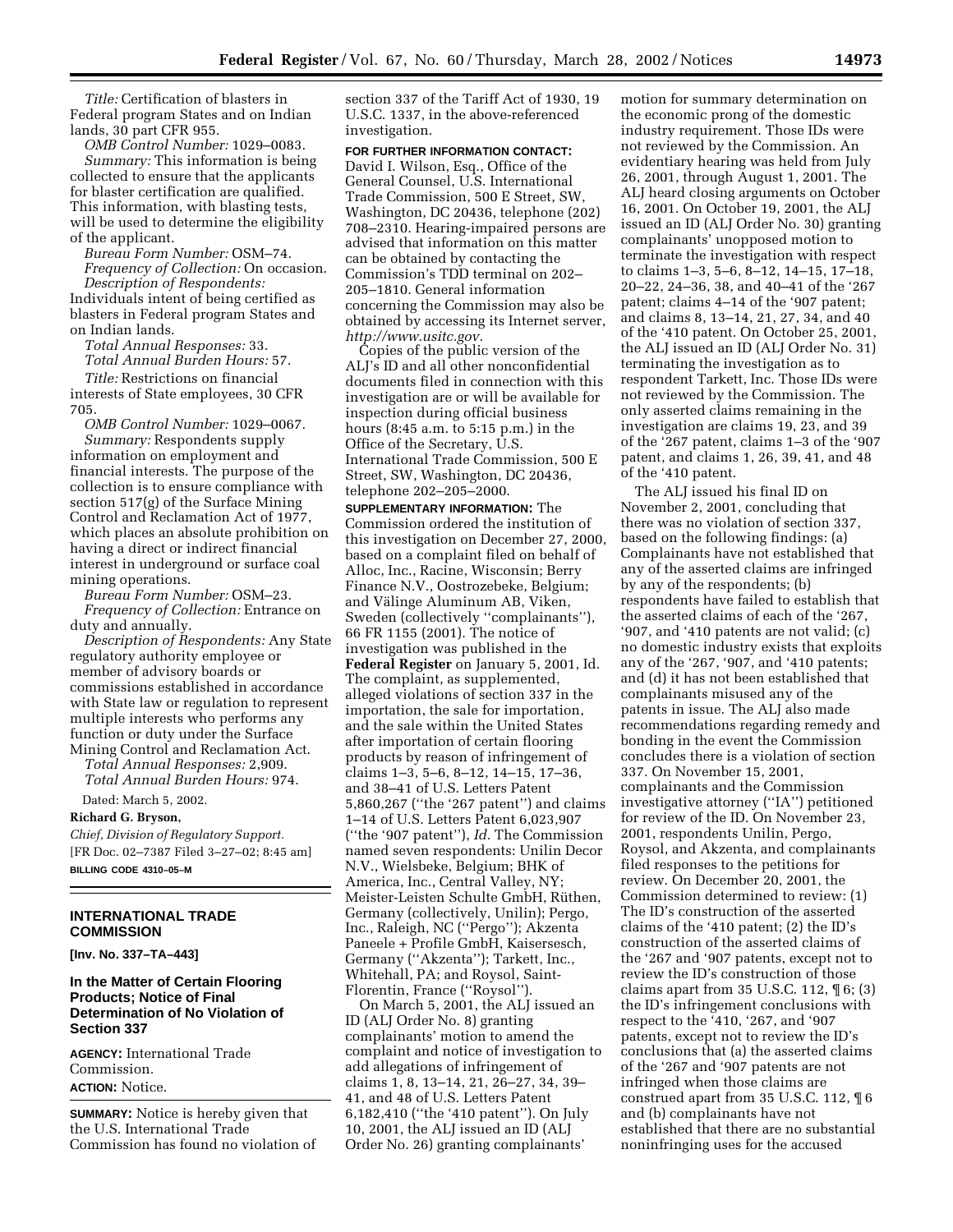*Title:* Certification of blasters in Federal program States and on Indian lands, 30 part CFR 955.

*OMB Control Number:* 1029–0083.

*Summary:* This information is being collected to ensure that the applicants for blaster certification are qualified. This information, with blasting tests, will be used to determine the eligibility of the applicant.

*Bureau Form Number:* OSM–74.

*Frequency of Collection:* On occasion.

*Description of Respondents:* Individuals intent of being certified as blasters in Federal program States and on Indian lands.

*Total Annual Responses:* 33.

*Total Annual Burden Hours:* 57.

*Title:* Restrictions on financial interests of State employees, 30 CFR 705.

*OMB Control Number:* 1029–0067.

*Summary:* Respondents supply information on employment and financial interests. The purpose of the collection is to ensure compliance with section 517(g) of the Surface Mining Control and Reclamation Act of 1977, which places an absolute prohibition on having a direct or indirect financial interest in underground or surface coal mining operations.

*Bureau Form Number:* OSM–23.

*Frequency of Collection:* Entrance on duty and annually.

*Description of Respondents:* Any State regulatory authority employee or member of advisory boards or commissions established in accordance with State law or regulation to represent multiple interests who performs any function or duty under the Surface Mining Control and Reclamation Act.

*Total Annual Responses:* 2,909.

*Total Annual Burden Hours:* 974.

Dated: March 5, 2002.

**Richard G. Bryson,**

*Chief, Division of Regulatory Support.*

[FR Doc. 02–7387 Filed 3–27–02; 8:45 am]

**BILLING CODE 4310–05–M**

---

## INTERNATIONAL TRADE COMMISSION

**[Inv. No. 337–TA–443]**

### In the Matter of Certain Flooring Products; Notice of Final Determination of No Violation of Section 337

**AGENCY:** International Trade Commission.

**ACTION:** Notice.

**SUMMARY:** Notice is hereby given that the U.S. International Trade Commission has found no violation of section 337 of the Tariff Act of 1930, 19 U.S.C. 1337, in the above-referenced investigation.

**FOR FURTHER INFORMATION CONTACT:** David I. Wilson, Esq., Office of the General Counsel, U.S. International Trade Commission, 500 E Street, SW, Washington, DC 20436, telephone (202) 708–2310. Hearing-impaired persons are advised that information on this matter can be obtained by contacting the Commission's TDD terminal on 202–205–1810. General information concerning the Commission may also be obtained by accessing its Internet server, *http://www.usitc.gov.*

Copies of the public version of the ALJ's ID and all other nonconfidential documents filed in connection with this investigation are or will be available for inspection during official business hours (8:45 a.m. to 5:15 p.m.) in the Office of the Secretary, U.S. International Trade Commission, 500 E Street, SW, Washington, DC 20436, telephone 202–205–2000.

**SUPPLEMENTARY INFORMATION:** The Commission ordered the institution of this investigation on December 27, 2000, based on a complaint filed on behalf of Alloc, Inc., Racine, Wisconsin; Berry Finance N.V., Oostrozebeke, Belgium; and Välinge Aluminum AB, Viken, Sweden (collectively "complainants"), 66 FR 1155 (2001). The notice of investigation was published in the **Federal Register** on January 5, 2001, Id. The complaint, as supplemented, alleged violations of section 337 in the importation, the sale for importation, and the sale within the United States after importation of certain flooring products by reason of infringement of claims 1–3, 5–6, 8–12, 14–15, 17–36, and 38–41 of U.S. Letters Patent 5,860,267 ("the '267 patent") and claims 1–14 of U.S. Letters Patent 6,023,907 ("the '907 patent"), *Id.* The Commission named seven respondents: Unilin Decor N.V., Wielsbeke, Belgium; BHK of America, Inc., Central Valley, NY; Meister-Leisten Schulte GmbH, Rüthen, Germany (collectively, Unilin); Pergo, Inc., Raleigh, NC ("Pergo"); Akzenta Paneele + Profile GmbH, Kaisersesch, Germany ("Akzenta"); Tarkett, Inc., Whitehall, PA; and Roysol, Saint-Florentin, France ("Roysol").

On March 5, 2001, the ALJ issued an ID (ALJ Order No. 8) granting complainants' motion to amend the complaint and notice of investigation to add allegations of infringement of claims 1, 8, 13–14, 21, 26–27, 34, 39–41, and 48 of U.S. Letters Patent 6,182,410 ("the '410 patent"). On July 10, 2001, the ALJ issued an ID (ALJ Order No. 26) granting complainants' motion for summary determination on the economic prong of the domestic industry requirement. Those IDs were not reviewed by the Commission. An evidentiary hearing was held from July 26, 2001, through August 1, 2001. The ALJ heard closing arguments on October 16, 2001. On October 19, 2001, the ALJ issued an ID (ALJ Order No. 30) granting complainants' unopposed motion to terminate the investigation with respect to claims 1–3, 5–6, 8–12, 14–15, 17–18, 20–22, 24–36, 38, and 40–41 of the '267 patent; claims 4–14 of the '907 patent; and claims 8, 13–14, 21, 27, 34, and 40 of the '410 patent. On October 25, 2001, the ALJ issued an ID (ALJ Order No. 31) terminating the investigation as to respondent Tarkett, Inc. Those IDs were not reviewed by the Commission. The only asserted claims remaining in the investigation are claims 19, 23, and 39 of the '267 patent, claims 1–3 of the '907 patent, and claims 1, 26, 39, 41, and 48 of the '410 patent.

The ALJ issued his final ID on November 2, 2001, concluding that there was no violation of section 337, based on the following findings: (a) Complainants have not established that any of the asserted claims are infringed by any of the respondents; (b) respondents have failed to establish that the asserted claims of each of the '267, '907, and '410 patents are not valid; (c) no domestic industry exists that exploits any of the '267, '907, and '410 patents; and (d) it has not been established that complainants misused any of the patents in issue. The ALJ also made recommendations regarding remedy and bonding in the event the Commission concludes there is a violation of section 337. On November 15, 2001, complainants and the Commission investigative attorney ("IA") petitioned for review of the ID. On November 23, 2001, respondents Unilin, Pergo, Roysol, and Akzenta, and complainants filed responses to the petitions for review. On December 20, 2001, the Commission determined to review: (1) The ID's construction of the asserted claims of the '410 patent; (2) the ID's construction of the asserted claims of the '267 and '907 patents, except not to review the ID's construction of those claims apart from 35 U.S.C. 112, ¶ 6; (3) the ID's infringement conclusions with respect to the '410, '267, and '907 patents, except not to review the ID's conclusions that (a) the asserted claims of the '267 and '907 patents are not infringed when those claims are construed apart from 35 U.S.C. 112, ¶ 6 and (b) complainants have not established that there are no substantial noninfringing uses for the accused